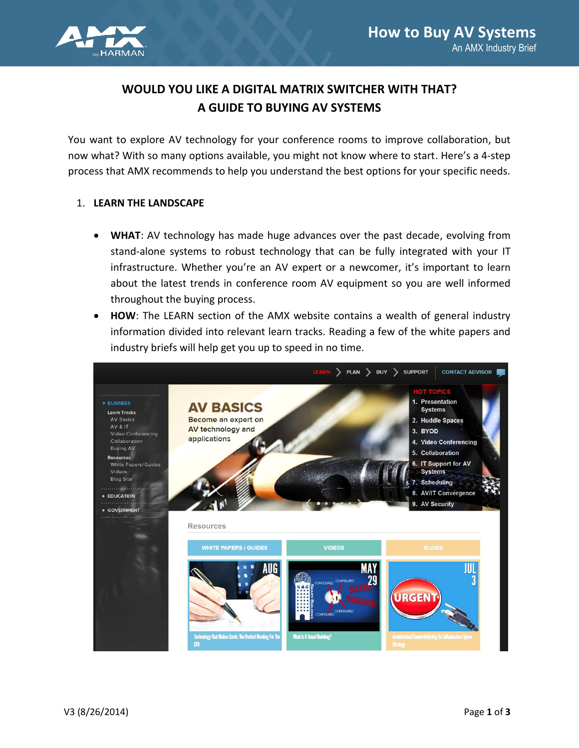# WOULD YOU LIKE A DIGITAL MATRIX SWITCHER WITH THAT?
# A GUIDE TO BUYING AV SYSTEMS

You want to explore AV technology for your conference rooms to improve collaboration, but now what? With so many options available, you might not know where to start. Here's a 4-step process that AMX recommends to help you understand the best options for your specific needs.

1. **LEARN THE LANDSCAPE**

   - **WHAT**: AV technology has made huge advances over the past decade, evolving from stand-alone systems to robust technology that can be fully integrated with your IT infrastructure. Whether you're an AV expert or a newcomer, it's important to learn about the latest trends in conference room AV equipment so you are well informed throughout the buying process.
   - **HOW**: The LEARN section of the AMX website contains a wealth of general industry information divided into relevant learn tracks. Reading a few of the white papers and industry briefs will help get you up to speed in no time.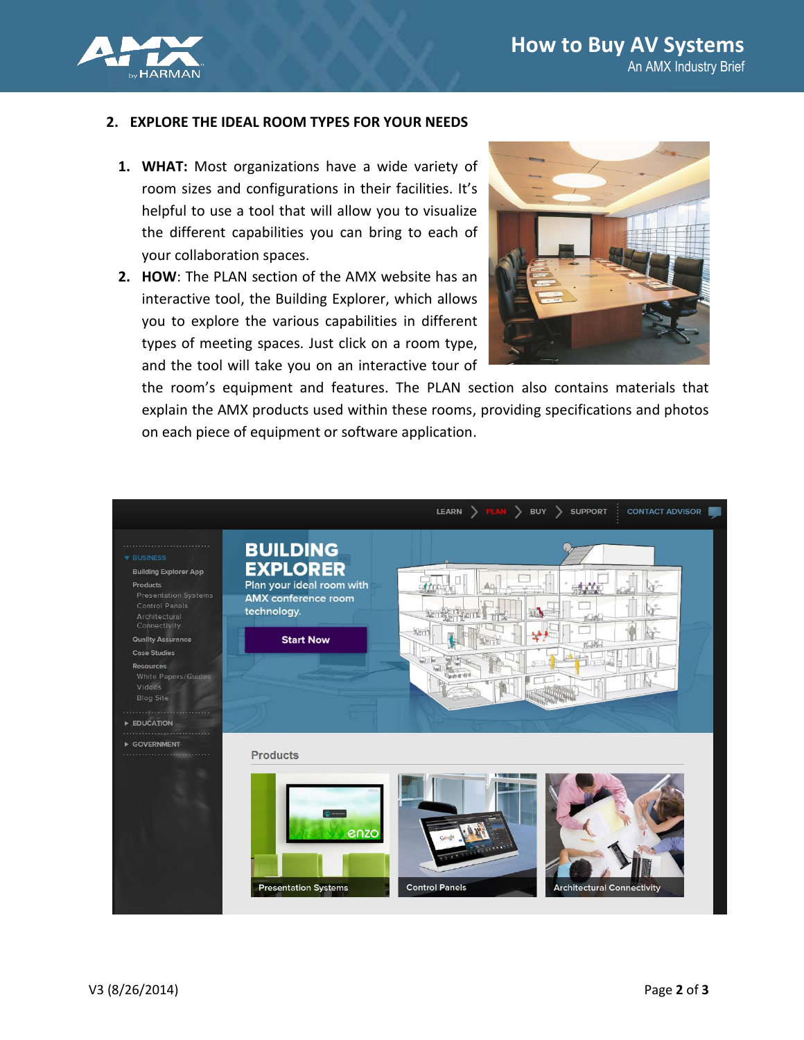## 2. EXPLORE THE IDEAL ROOM TYPES FOR YOUR NEEDS

1. **WHAT:** Most organizations have a wide variety of room sizes and configurations in their facilities. It's helpful to use a tool that will allow you to visualize the different capabilities you can bring to each of your collaboration spaces.
2. **HOW**: The PLAN section of the AMX website has an interactive tool, the Building Explorer, which allows you to explore the various capabilities in different types of meeting spaces. Just click on a room type, and the tool will take you on an interactive tour of the room's equipment and features. The PLAN section also contains materials that explain the AMX products used within these rooms, providing specifications and photos on each piece of equipment or software application.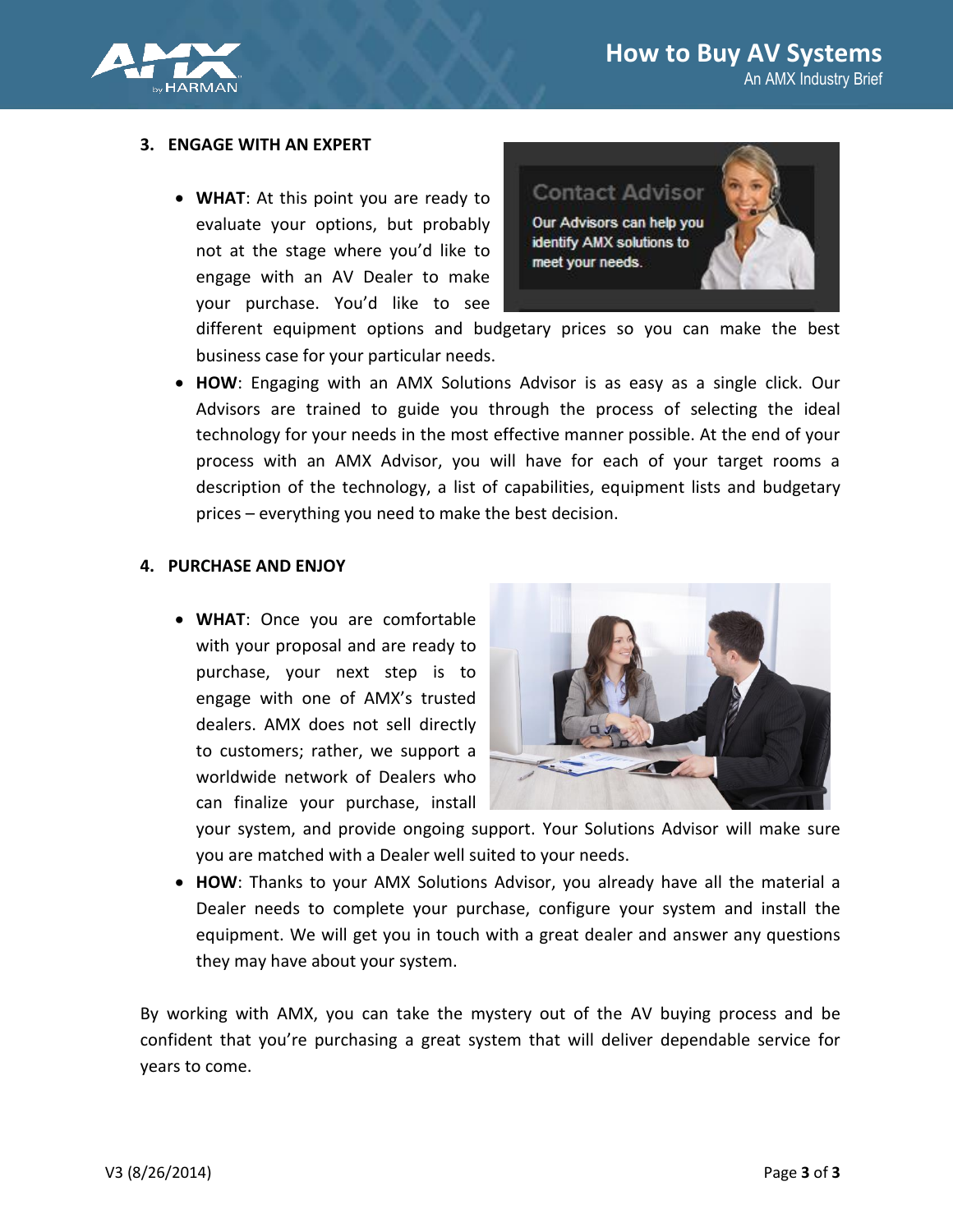## 3. ENGAGE WITH AN EXPERT

- **WHAT**: At this point you are ready to evaluate your options, but probably not at the stage where you'd like to engage with an AV Dealer to make your purchase. You'd like to see different equipment options and budgetary prices so you can make the best business case for your particular needs.
- **HOW**: Engaging with an AMX Solutions Advisor is as easy as a single click. Our Advisors are trained to guide you through the process of selecting the ideal technology for your needs in the most effective manner possible. At the end of your process with an AMX Advisor, you will have for each of your target rooms a description of the technology, a list of capabilities, equipment lists and budgetary prices – everything you need to make the best decision.

## 4. PURCHASE AND ENJOY

- **WHAT**: Once you are comfortable with your proposal and are ready to purchase, your next step is to engage with one of AMX's trusted dealers. AMX does not sell directly to customers; rather, we support a worldwide network of Dealers who can finalize your purchase, install your system, and provide ongoing support. Your Solutions Advisor will make sure you are matched with a Dealer well suited to your needs.
- **HOW**: Thanks to your AMX Solutions Advisor, you already have all the material a Dealer needs to complete your purchase, configure your system and install the equipment. We will get you in touch with a great dealer and answer any questions they may have about your system.

By working with AMX, you can take the mystery out of the AV buying process and be confident that you're purchasing a great system that will deliver dependable service for years to come.

V3 (8/26/2014)